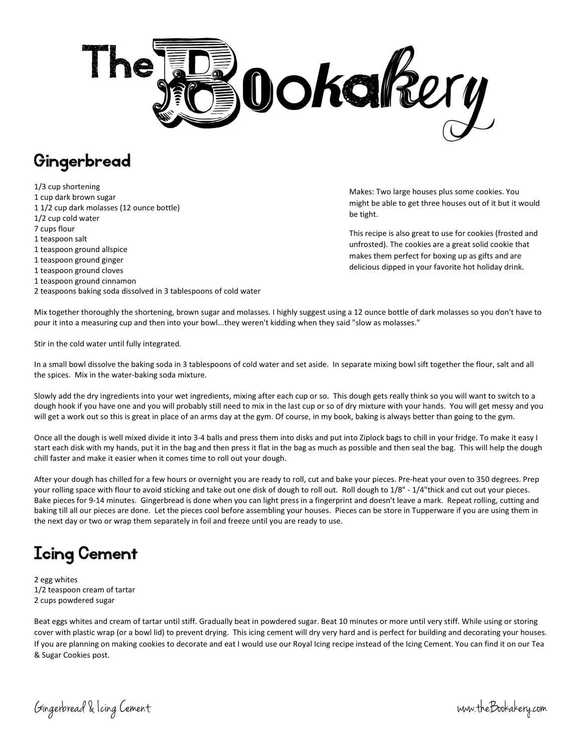# The Bookakery

## Gingerbread

1/3 cup shortening
1 cup dark brown sugar
1 1/2 cup dark molasses (12 ounce bottle)
1/2 cup cold water
7 cups flour
1 teaspoon salt
1 teaspoon ground allspice
1 teaspoon ground ginger
1 teaspoon ground cloves
1 teaspoon ground cinnamon
2 teaspoons baking soda dissolved in 3 tablespoons of cold water

Makes: Two large houses plus some cookies. You might be able to get three houses out of it but it would be tight.

This recipe is also great to use for cookies (frosted and unfrosted). The cookies are a great solid cookie that makes them perfect for boxing up as gifts and are delicious dipped in your favorite hot holiday drink.

Mix together thoroughly the shortening, brown sugar and molasses. I highly suggest using a 12 ounce bottle of dark molasses so you don't have to pour it into a measuring cup and then into your bowl...they weren't kidding when they said "slow as molasses."

Stir in the cold water until fully integrated.

In a small bowl dissolve the baking soda in 3 tablespoons of cold water and set aside. In separate mixing bowl sift together the flour, salt and all the spices. Mix in the water-baking soda mixture.

Slowly add the dry ingredients into your wet ingredients, mixing after each cup or so. This dough gets really think so you will want to switch to a dough hook if you have one and you will probably still need to mix in the last cup or so of dry mixture with your hands. You will get messy and you will get a work out so this is great in place of an arms day at the gym. Of course, in my book, baking is always better than going to the gym.

Once all the dough is well mixed divide it into 3-4 balls and press them into disks and put into Ziplock bags to chill in your fridge. To make it easy I start each disk with my hands, put it in the bag and then press it flat in the bag as much as possible and then seal the bag. This will help the dough chill faster and make it easier when it comes time to roll out your dough.

After your dough has chilled for a few hours or overnight you are ready to roll, cut and bake your pieces. Pre-heat your oven to 350 degrees. Prep your rolling space with flour to avoid sticking and take out one disk of dough to roll out. Roll dough to 1/8" - 1/4"thick and cut out your pieces. Bake pieces for 9-14 minutes. Gingerbread is done when you can light press in a fingerprint and doesn't leave a mark. Repeat rolling, cutting and baking till all our pieces are done. Let the pieces cool before assembling your houses. Pieces can be store in Tupperware if you are using them in the next day or two or wrap them separately in foil and freeze until you are ready to use.

## Icing Cement

2 egg whites
1/2 teaspoon cream of tartar
2 cups powdered sugar

Beat eggs whites and cream of tartar until stiff. Gradually beat in powdered sugar. Beat 10 minutes or more until very stiff. While using or storing cover with plastic wrap (or a bowl lid) to prevent drying. This icing cement will dry very hard and is perfect for building and decorating your houses. If you are planning on making cookies to decorate and eat I would use our Royal Icing recipe instead of the Icing Cement. You can find it on our Tea & Sugar Cookies post.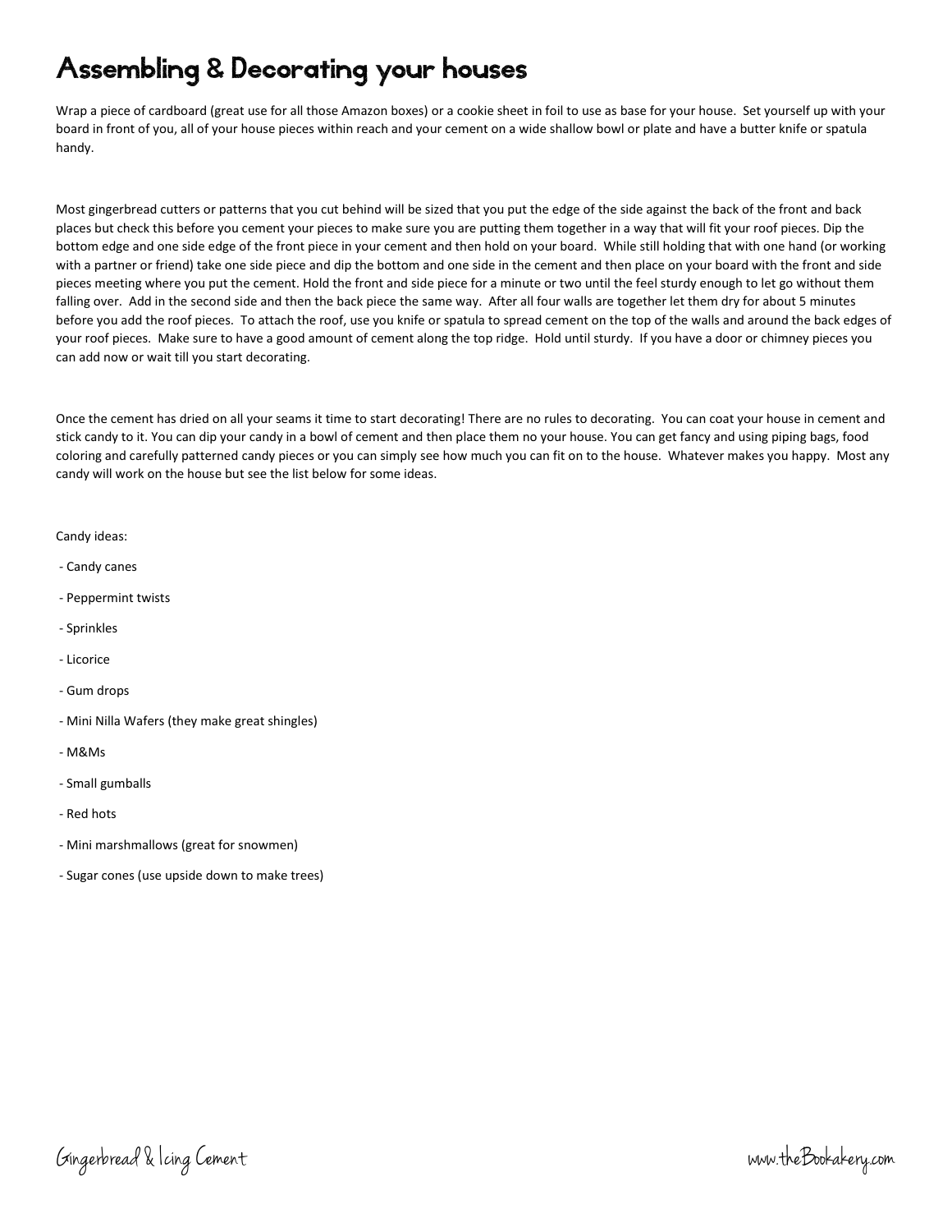# Assembling & Decorating your houses

Wrap a piece of cardboard (great use for all those Amazon boxes) or a cookie sheet in foil to use as base for your house. Set yourself up with your board in front of you, all of your house pieces within reach and your cement on a wide shallow bowl or plate and have a butter knife or spatula handy.

Most gingerbread cutters or patterns that you cut behind will be sized that you put the edge of the side against the back of the front and back places but check this before you cement your pieces to make sure you are putting them together in a way that will fit your roof pieces. Dip the bottom edge and one side edge of the front piece in your cement and then hold on your board. While still holding that with one hand (or working with a partner or friend) take one side piece and dip the bottom and one side in the cement and then place on your board with the front and side pieces meeting where you put the cement. Hold the front and side piece for a minute or two until the feel sturdy enough to let go without them falling over. Add in the second side and then the back piece the same way. After all four walls are together let them dry for about 5 minutes before you add the roof pieces. To attach the roof, use you knife or spatula to spread cement on the top of the walls and around the back edges of your roof pieces. Make sure to have a good amount of cement along the top ridge. Hold until sturdy. If you have a door or chimney pieces you can add now or wait till you start decorating.

Once the cement has dried on all your seams it time to start decorating! There are no rules to decorating. You can coat your house in cement and stick candy to it. You can dip your candy in a bowl of cement and then place them no your house. You can get fancy and using piping bags, food coloring and carefully patterned candy pieces or you can simply see how much you can fit on to the house. Whatever makes you happy. Most any candy will work on the house but see the list below for some ideas.

Candy ideas:

- Candy canes
- Peppermint twists
- Sprinkles
- Licorice
- Gum drops
- Mini Nilla Wafers (they make great shingles)
- M&Ms
- Small gumballs
- Red hots
- Mini marshmallows (great for snowmen)
- Sugar cones (use upside down to make trees)